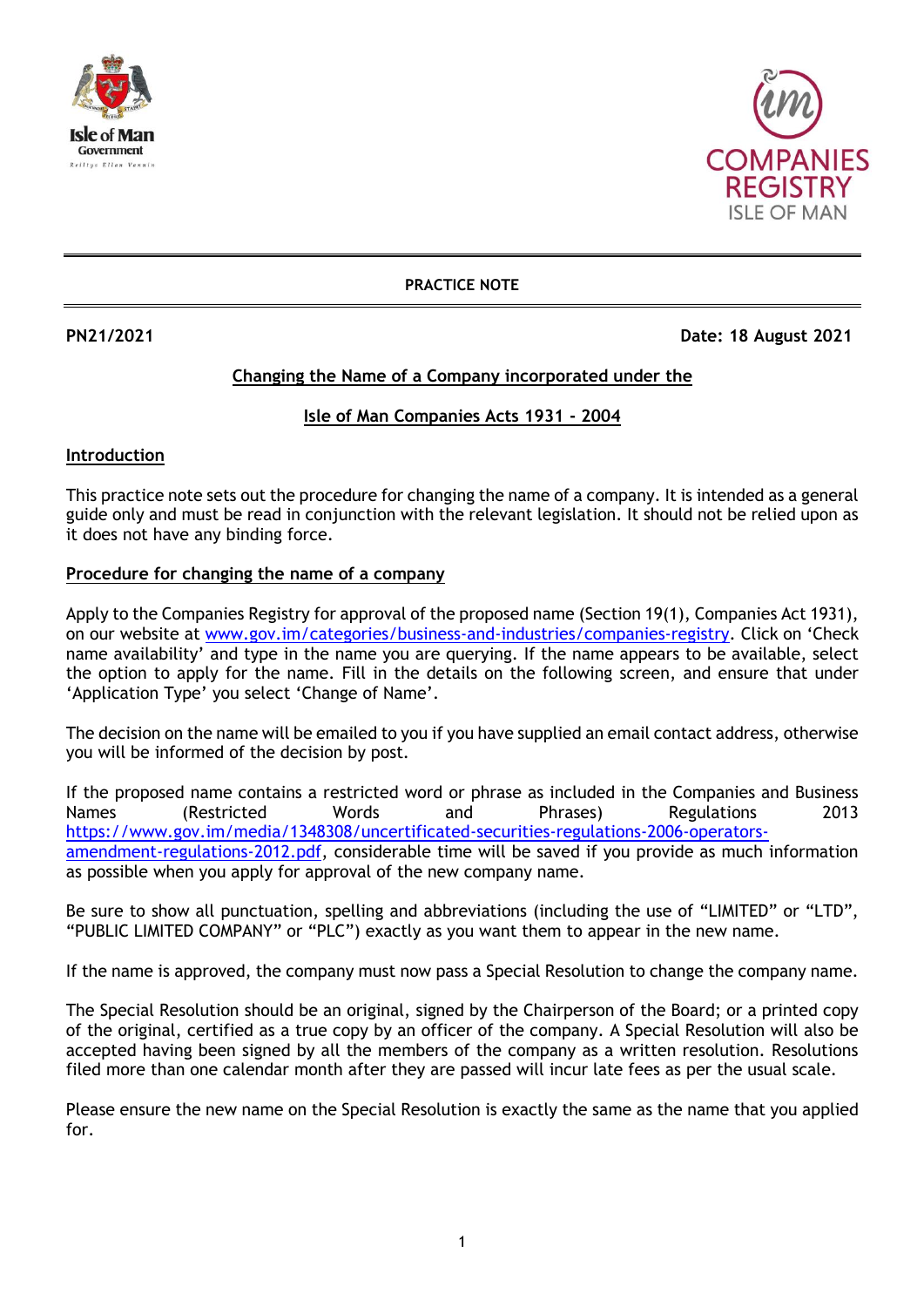Isle of Man Government

COMPANIES REGISTRY ISLE OF MAN

**PRACTICE NOTE**

**PN21/2021** **Date: 18 August 2021**

## Changing the Name of a Company incorporated under the Isle of Man Companies Acts 1931 - 2004

### Introduction

This practice note sets out the procedure for changing the name of a company. It is intended as a general guide only and must be read in conjunction with the relevant legislation. It should not be relied upon as it does not have any binding force.

### Procedure for changing the name of a company

Apply to the Companies Registry for approval of the proposed name (Section 19(1), Companies Act 1931), on our website at www.gov.im/categories/business-and-industries/companies-registry. Click on 'Check name availability' and type in the name you are querying. If the name appears to be available, select the option to apply for the name. Fill in the details on the following screen, and ensure that under 'Application Type' you select 'Change of Name'.

The decision on the name will be emailed to you if you have supplied an email contact address, otherwise you will be informed of the decision by post.

If the proposed name contains a restricted word or phrase as included in the Companies and Business Names (Restricted Words and Phrases) Regulations 2013 https://www.gov.im/media/1348308/uncertificated-securities-regulations-2006-operators-amendment-regulations-2012.pdf, considerable time will be saved if you provide as much information as possible when you apply for approval of the new company name.

Be sure to show all punctuation, spelling and abbreviations (including the use of "LIMITED" or "LTD", "PUBLIC LIMITED COMPANY" or "PLC") exactly as you want them to appear in the new name.

If the name is approved, the company must now pass a Special Resolution to change the company name.

The Special Resolution should be an original, signed by the Chairperson of the Board; or a printed copy of the original, certified as a true copy by an officer of the company. A Special Resolution will also be accepted having been signed by all the members of the company as a written resolution. Resolutions filed more than one calendar month after they are passed will incur late fees as per the usual scale.

Please ensure the new name on the Special Resolution is exactly the same as the name that you applied for.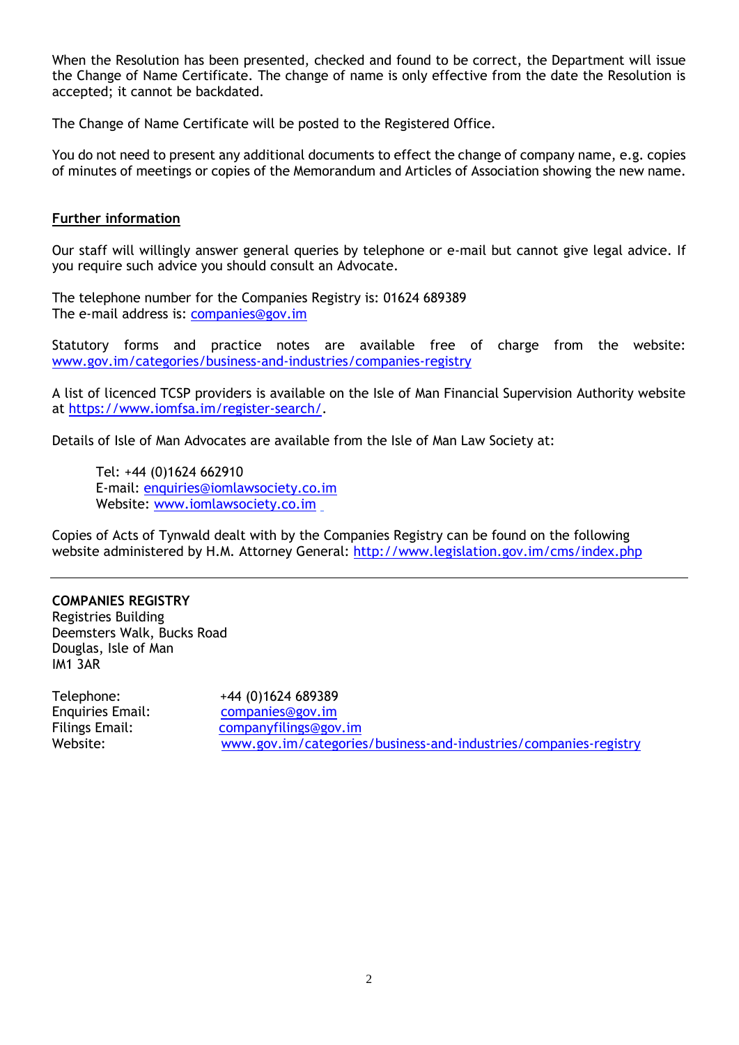When the Resolution has been presented, checked and found to be correct, the Department will issue the Change of Name Certificate. The change of name is only effective from the date the Resolution is accepted; it cannot be backdated.

The Change of Name Certificate will be posted to the Registered Office.

You do not need to present any additional documents to effect the change of company name, e.g. copies of minutes of meetings or copies of the Memorandum and Articles of Association showing the new name.

## Further information

Our staff will willingly answer general queries by telephone or e-mail but cannot give legal advice. If you require such advice you should consult an Advocate.

The telephone number for the Companies Registry is: 01624 689389
The e-mail address is: companies@gov.im

Statutory forms and practice notes are available free of charge from the website: www.gov.im/categories/business-and-industries/companies-registry

A list of licenced TCSP providers is available on the Isle of Man Financial Supervision Authority website at https://www.iomfsa.im/register-search/.

Details of Isle of Man Advocates are available from the Isle of Man Law Society at:

> Tel: +44 (0)1624 662910
> E-mail: enquiries@iomlawsociety.co.im
> Website: www.iomlawsociety.co.im

Copies of Acts of Tynwald dealt with by the Companies Registry can be found on the following website administered by H.M. Attorney General: http://www.legislation.gov.im/cms/index.php

---

**COMPANIES REGISTRY**
Registries Building
Deemsters Walk, Bucks Road
Douglas, Isle of Man
IM1 3AR

| | |
|---|---|
| Telephone: | +44 (0)1624 689389 |
| Enquiries Email: | companies@gov.im |
| Filings Email: | companyfilings@gov.im |
| Website: | www.gov.im/categories/business-and-industries/companies-registry |